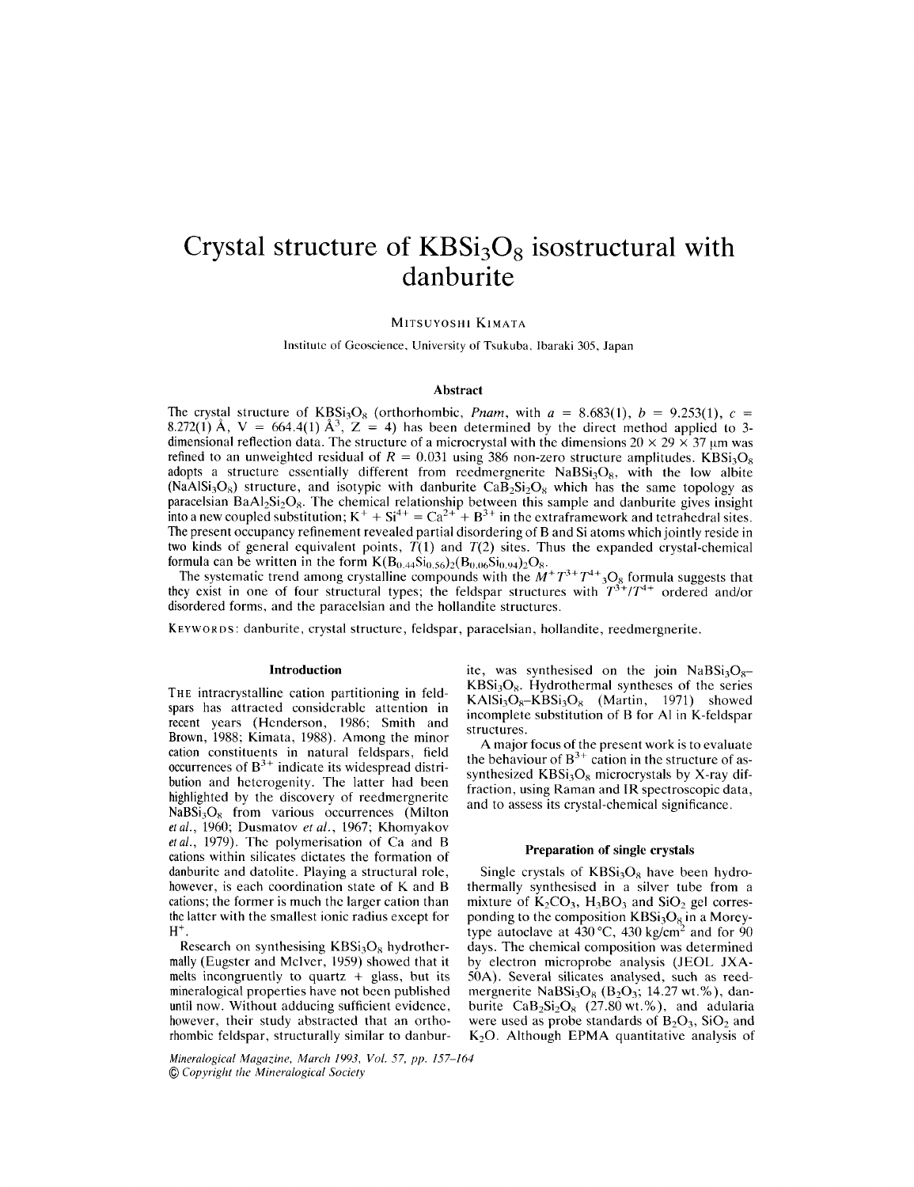# Crystal structure of $KBSi_3O_8$ isostructural with danburite

MITSUYOSHI KIMATA

Institute of Geoscience, University of Tsukuba, Ibaraki 305, Japan

## Abstract

The crystal structure of $KBSi_3O_8$ (orthorhombic, *Pnam*, with $a$ = 8.683(1), $b$ = 9.253(1), $c$ = 8.272(1) Å, V = 664.4(1) Å$^3$, Z = 4) has been determined by the direct method applied to 3-dimensional reflection data. The structure of a microcrystal with the dimensions 20 × 29 × 37 μm was refined to an unweighted residual of $R$ = 0.031 using 386 non-zero structure amplitudes. $KBSi_3O_8$ adopts a structure essentially different from reedmergnerite $NaBSi_3O_8$, with the low albite ($NaAlSi_3O_8$) structure, and isotypic with danburite $CaB_2Si_2O_8$ which has the same topology as paracelsian $BaAl_2Si_2O_8$. The chemical relationship between this sample and danburite gives insight into a new coupled substitution; $K^+ + Si^{4+} = Ca^{2+} + B^{3+}$ in the extraframework and tetrahedral sites. The present occupancy refinement revealed partial disordering of B and Si atoms which jointly reside in two kinds of general equivalent points, $T(1)$ and $T(2)$ sites. Thus the expanded crystal-chemical formula can be written in the form $K(B_{0.44}Si_{0.56})_2(B_{0.06}Si_{0.94})_2O_8$.

The systematic trend among crystalline compounds with the $M^+T^{3+}T^{4+}{}_3O_8$ formula suggests that they exist in one of four structural types; the feldspar structures with $T^{3+}/T^{4+}$ ordered and/or disordered forms, and the paracelsian and the hollandite structures.

KEYWORDS: danburite, crystal structure, feldspar, paracelsian, hollandite, reedmergnerite.

## Introduction

THE intracrystalline cation partitioning in feldspars has attracted considerable attention in recent years (Henderson, 1986; Smith and Brown, 1988; Kimata, 1988). Among the minor cation constituents in natural feldspars, field occurrences of $B^{3+}$ indicate its widespread distribution and heterogenity. The latter had been highlighted by the discovery of reedmergnerite $NaBSi_3O_8$ from various occurrences (Milton *et al.*, 1960; Dusmatov *et al.*, 1967; Khomyakov *et al.*, 1979). The polymerisation of Ca and B cations within silicates dictates the formation of danburite and datolite. Playing a structural role, however, is each coordination state of K and B cations; the former is much the larger cation than the latter with the smallest ionic radius except for $H^+$.

Research on synthesising $KBSi_3O_8$ hydrothermally (Eugster and McIver, 1959) showed that it melts incongruently to quartz + glass, but its mineralogical properties have not been published until now. Without adducing sufficient evidence, however, their study abstracted that an orthorhombic feldspar, structurally similar to danburite, was synthesised on the join $NaBSi_3O_8$–$KBSi_3O_8$. Hydrothermal syntheses of the series $KAlSi_3O_8$–$KBSi_3O_8$ (Martin, 1971) showed incomplete substitution of B for Al in K-feldspar structures.

A major focus of the present work is to evaluate the behaviour of $B^{3+}$ cation in the structure of as-synthesized $KBSi_3O_8$ microcrystals by X-ray diffraction, using Raman and IR spectroscopic data, and to assess its crystal-chemical significance.

## Preparation of single crystals

Single crystals of $KBSi_3O_8$ have been hydrothermally synthesised in a silver tube from a mixture of $K_2CO_3$, $H_3BO_3$ and $SiO_2$ gel corresponding to the composition $KBSi_3O_8$ in a Morey-type autoclave at 430 °C, 430 kg/cm$^2$ and for 90 days. The chemical composition was determined by electron microprobe analysis (JEOL JXA-50A). Several silicates analysed, such as reedmergnerite $NaBSi_3O_8$ ($B_2O_3$; 14.27 wt.%), danburite $CaB_2Si_2O_8$ (27.80 wt.%), and adularia were used as probe standards of $B_2O_3$, $SiO_2$ and $K_2O$. Although EPMA quantitative analysis of

*Mineralogical Magazine, March 1993, Vol. 57, pp. 157–164*
*© Copyright the Mineralogical Society*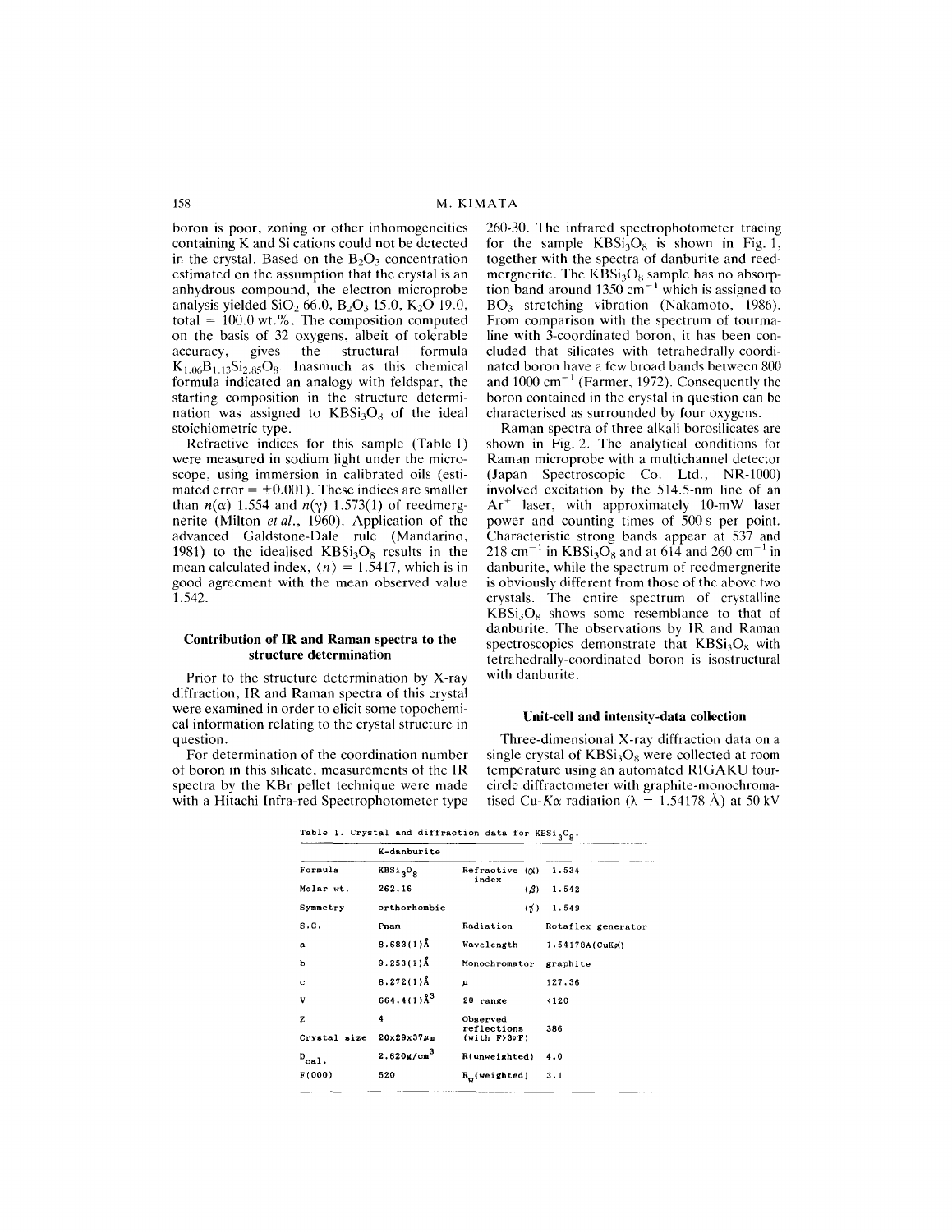boron is poor, zoning or other inhomogeneities containing K and Si cations could not be detected in the crystal. Based on the $B_2O_3$ concentration estimated on the assumption that the crystal is an anhydrous compound, the electron microprobe analysis yielded $SiO_2$ 66.0, $B_2O_3$ 15.0, $K_2O$ 19.0, total = 100.0 wt.%. The composition computed on the basis of 32 oxygens, albeit of tolerable accuracy, gives the structural formula $K_{1.06}B_{1.13}Si_{2.85}O_8$. Inasmuch as this chemical formula indicated an analogy with feldspar, the starting composition in the structure determination was assigned to $KBSi_3O_8$ of the ideal stoichiometric type.

Refractive indices for this sample (Table 1) were measured in sodium light under the microscope, using immersion in calibrated oils (estimated error = ±0.001). These indices are smaller than $n(\alpha)$ 1.554 and $n(\gamma)$ 1.573(1) of reedmergnerite (Milton *et al.*, 1960). Application of the advanced Galdstone-Dale rule (Mandarino, 1981) to the idealised $KBSi_3O_8$ results in the mean calculated index, $\langle n \rangle$ = 1.5417, which is in good agreement with the mean observed value 1.542.

## Contribution of IR and Raman spectra to the structure determination

Prior to the structure determination by X-ray diffraction, IR and Raman spectra of this crystal were examined in order to elicit some topochemical information relating to the crystal structure in question.

For determination of the coordination number of boron in this silicate, measurements of the IR spectra by the KBr pellet technique were made with a Hitachi Infra-red Spectrophotometer type 260-30. The infrared spectrophotometer tracing for the sample $KBSi_3O_8$ is shown in Fig. 1, together with the spectra of danburite and reedmergnerite. The $KBSi_3O_8$ sample has no absorption band around 1350 $cm^{-1}$ which is assigned to $BO_3$ stretching vibration (Nakamoto, 1986). From comparison with the spectrum of tourmaline with 3-coordinated boron, it has been concluded that silicates with tetrahedrally-coordinated boron have a few broad bands between 800 and 1000 $cm^{-1}$ (Farmer, 1972). Consequently the boron contained in the crystal in question can be characterised as surrounded by four oxygens.

Raman spectra of three alkali borosilicates are shown in Fig. 2. The analytical conditions for Raman microprobe with a multichannel detector (Japan Spectroscopic Co. Ltd., NR-1000) involved excitation by the 514.5-nm line of an $Ar^+$ laser, with approximately 10-mW laser power and counting times of 500 s per point. Characteristic strong bands appear at 537 and 218 $cm^{-1}$ in $KBSi_3O_8$ and at 614 and 260 $cm^{-1}$ in danburite, while the spectrum of reedmergnerite is obviously different from those of the above two crystals. The entire spectrum of crystalline $KBSi_3O_8$ shows some resemblance to that of danburite. The observations by IR and Raman spectroscopies demonstrate that $KBSi_3O_8$ with tetrahedrally-coordinated boron is isostructural with danburite.

## Unit-cell and intensity-data collection

Three-dimensional X-ray diffraction data on a single crystal of $KBSi_3O_8$ were collected at room temperature using an automated RIGAKU four-circle diffractometer with graphite-monochromatised Cu-$K\alpha$ radiation ($\lambda$ = 1.54178 Å) at 50 kV

Table 1. Crystal and diffraction data for $KBSi_3O_8$.

| | K-danburite | | |
|---|---|---|---|
| Formula | $KBSi_3O_8$ | Refractive index ($\alpha$) | 1.534 |
| Molar wt. | 262.16 | ($\beta$) | 1.542 |
| Symmetry | orthorhombic | ($\gamma$) | 1.549 |
| S.G. | Pnam | Radiation | Rotaflex generator |
| a | 8.683(1)Å | Wavelength | 1.54178A(CuKα) |
| b | 9.253(1)Å | Monochromator | graphite |
| c | 8.272(1)Å | $\mu$ | 127.36 |
| V | 664.4(1)Å$^3$ | 2θ range | <120 |
| Z | 4 | Observed reflections (with F>3σF) | 386 |
| Crystal size | 20x29x37μm | | |
| $D_{cal.}$ | 2.620g/cm$^3$ | R(unweighted) | 4.0 |
| F(000) | 520 | $R_w$(weighted) | 3.1 |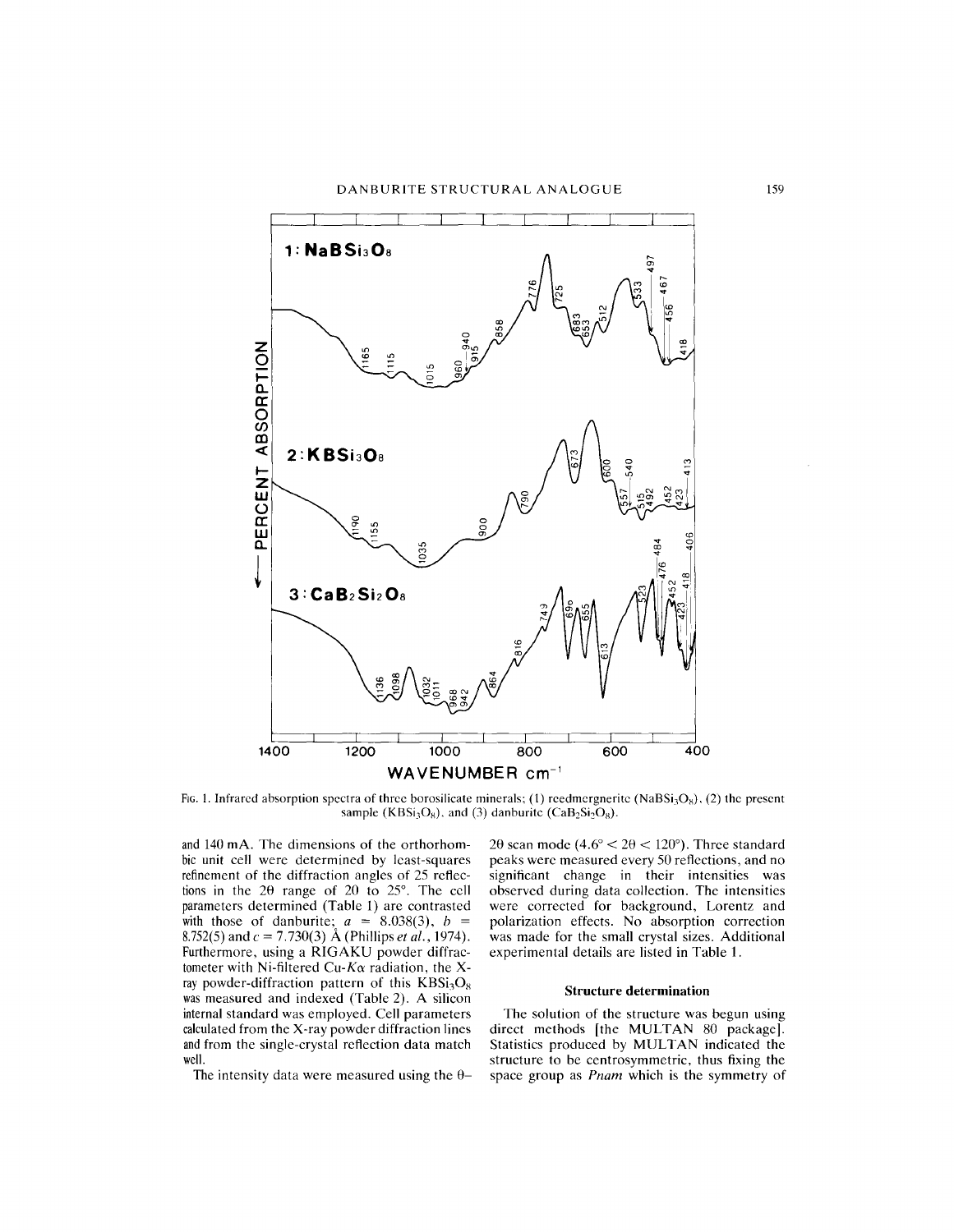FIG. 1. Infrared absorption spectra of three borosilicate minerals; (1) reedmergnerite ($NaBSi_3O_8$), (2) the present sample ($KBSi_3O_8$), and (3) danburite ($CaB_2Si_2O_8$).

and 140 mA. The dimensions of the orthorhombic unit cell were determined by least-squares refinement of the diffraction angles of 25 reflections in the 2θ range of 20 to 25°. The cell parameters determined (Table 1) are contrasted with those of danburite; $a$ = 8.038(3), $b$ = 8.752(5) and $c$ = 7.730(3) Å (Phillips *et al.*, 1974). Furthermore, using a RIGAKU powder diffractometer with Ni-filtered Cu-$K\alpha$ radiation, the X-ray powder-diffraction pattern of this $KBSi_3O_8$ was measured and indexed (Table 2). A silicon internal standard was employed. Cell parameters calculated from the X-ray powder diffraction lines and from the single-crystal reflection data match well.

The intensity data were measured using the θ–2θ scan mode (4.6° < 2θ < 120°). Three standard peaks were measured every 50 reflections, and no significant change in their intensities was observed during data collection. The intensities were corrected for background, Lorentz and polarization effects. No absorption correction was made for the small crystal sizes. Additional experimental details are listed in Table 1.

### Structure determination

The solution of the structure was begun using direct methods [the MULTAN 80 package]. Statistics produced by MULTAN indicated the structure to be centrosymmetric, thus fixing the space group as *Pnam* which is the symmetry of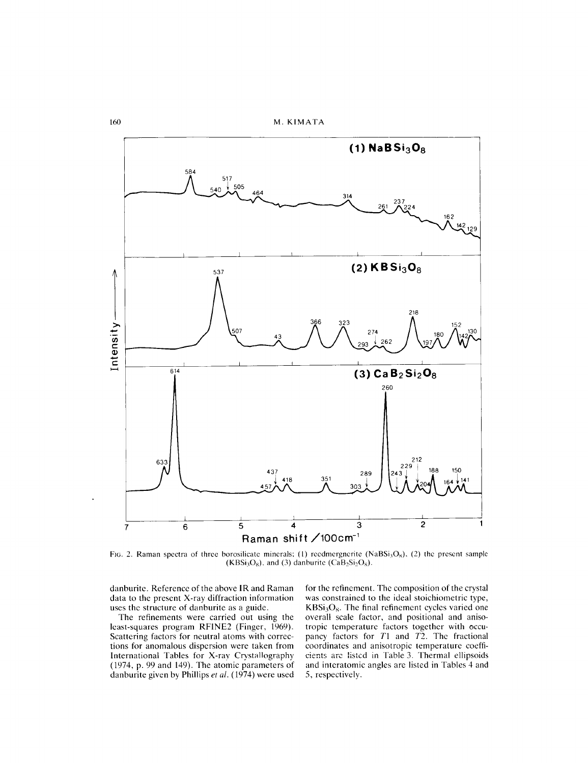FIG. 2. Raman spectra of three borosilicate minerals; (1) reedmergnerite ($NaBSi_3O_8$), (2) the present sample ($KBSi_3O_8$), and (3) danburite ($CaB_2Si_2O_8$).

danburite. Reference of the above IR and Raman data to the present X-ray diffraction information uses the structure of danburite as a guide.

The refinements were carried out using the least-squares program RFINE2 (Finger, 1969). Scattering factors for neutral atoms with corrections for anomalous dispersion were taken from International Tables for X-ray Crystallography (1974, p. 99 and 149). The atomic parameters of danburite given by Phillips *et al.* (1974) were used for the refinement. The composition of the crystal was constrained to the ideal stoichiometric type, $KBSi_3O_8$. The final refinement cycles varied one overall scale factor, and positional and anisotropic temperature factors together with occupancy factors for *T*1 and *T*2. The fractional coordinates and anisotropic temperature coefficients are listed in Table 3. Thermal ellipsoids and interatomic angles are listed in Tables 4 and 5, respectively.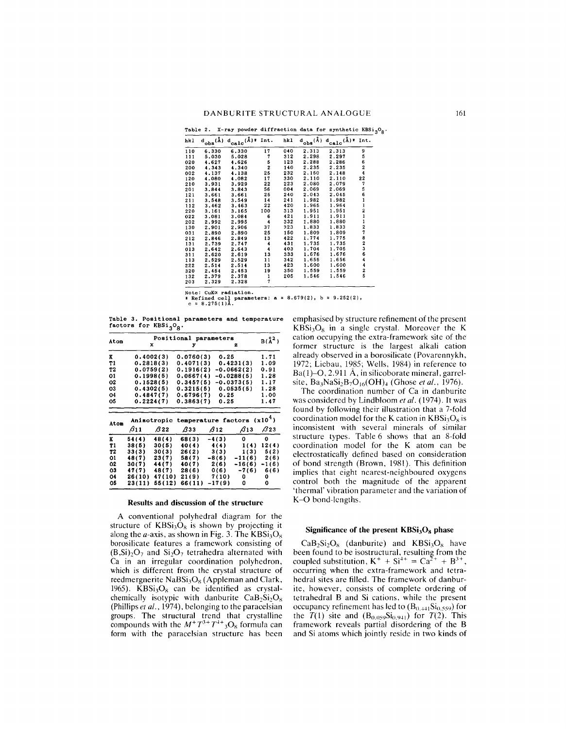Table 2. X-ray powder diffraction data for synthetic $KBSi_3O_8$.

| hkl | $d_{obs}$(Å) | $d_{calc}$(Å)* | Int. | hkl | $d_{obs}$(Å) | $d_{calc}$(Å)* | Int. |
|---|---|---|---|---|---|---|---|
| 110 | 6.330 | 6.330 | 17 | 040 | 2.313 | 2.313 | 9 |
| 111 | 5.030 | 5.028 | 7 | 312 | 2.298 | 2.297 | 5 |
| 020 | 4.627 | 4.626 | 5 | 123 | 2.288 | 2.286 | 6 |
| 200 | 4.343 | 4.340 | 2 | 140 | 2.235 | 2.235 | 2 |
| 002 | 4.137 | 4.138 | 25 | 232 | 2.150 | 2.148 | 4 |
| 120 | 4.080 | 4.082 | 17 | 330 | 2.110 | 2.110 | 22 |
| 210 | 3.931 | 3.929 | 22 | 223 | 2.080 | 2.079 | 7 |
| 201 | 3.844 | 3.843 | 56 | 004 | 2.069 | 2.069 | 5 |
| 121 | 3.661 | 3.661 | 25 | 240 | 2.043 | 2.045 | 6 |
| 211 | 3.548 | 3.549 | 14 | 241 | 1.982 | 1.982 | 1 |
| 112 | 3.462 | 3.463 | 22 | 420 | 1.965 | 1.964 | 1 |
| 220 | 3.161 | 3.165 | 100 | 313 | 1.951 | 1.951 | 2 |
| 022 | 3.081 | 3.084 | 6 | 421 | 1.911 | 1.911 | 1 |
| 202 | 2.992 | 2.995 | 4 | 332 | 1.880 | 1.880 | 1 |
| 130 | 2.901 | 2.906 | 37 | 323 | 1.833 | 1.833 | 2 |
| 031 | 2.890 | 2.890 | 25 | 150 | 1.809 | 1.809 | 7 |
| 212 | 2.846 | 2.849 | 13 | 422 | 1.774 | 1.775 | 8 |
| 131 | 2.739 | 2.747 | 4 | 431 | 1.735 | 1.735 | 2 |
| 013 | 2.642 | 2.643 | 4 | 403 | 1.704 | 1.705 | 3 |
| 311 | 2.620 | 2.619 | 13 | 333 | 1.676 | 1.676 | 6 |
| 113 | 2.529 | 2.529 | 11 | 342 | 1.655 | 1.656 | 4 |
| 222 | 2.514 | 2.514 | 13 | 423 | 1.600 | 1.600 | 4 |
| 320 | 2.454 | 2.453 | 19 | 350 | 1.559 | 1.559 | 2 |
| 132 | 2.379 | 2.378 | 1 | 205 | 1.546 | 1.546 | 5 |
| 203 | 2.329 | 2.328 | 7 | | | | |

Note: CuKα radiation.
\* Refined cell parameters: a = 8.679(2), b = 9.252(2), c = 8.275(1)Å.

Table 3. Positional parameters and temperature factors for $KBSi_3O_8$.

| Atom | x | y | z | B(Å$^2$) |
|---|---|---|---|---|
| K | 0.4002(3) | 0.0760(3) | 0.25 | 1.71 |
| T1 | 0.2818(3) | 0.4071(3) | 0.4231(3) | 1.09 |
| T2 | 0.0759(2) | 0.1916(2) | -0.0662(2) | 0.91 |
| O1 | 0.1998(5) | 0.0667(4) | -0.0288(5) | 1.28 |
| O2 | 0.1528(5) | 0.3457(5) | -0.0373(5) | 1.17 |
| O3 | 0.4302(5) | 0.3215(5) | 0.0535(5) | 1.28 |
| O4 | 0.4847(7) | 0.6796(7) | 0.25 | 1.00 |
| O5 | 0.2224(7) | 0.3863(7) | 0.25 | 1.47 |

| Atom | β11 | β22 | β33 | β12 | β13 | β23 |
|---|---|---|---|---|---|---|
| | Anisotropic temperature factors (x10$^4$) | | | | | |
| K | 54(4) | 48(4) | 68(3) | -4(3) | 0 | 0 |
| T1 | 38(5) | 30(5) | 40(4) | 4(4) | 1(4) | 12(4) |
| T2 | 33(3) | 30(3) | 26(2) | 3(3) | 1(3) | 5(2) |
| O1 | 48(7) | 23(7) | 58(7) | -8(6) | -11(6) | 2(6) |
| O2 | 30(7) | 44(7) | 40(7) | 2(6) | -16(6) | -1(6) |
| O3 | 47(7) | 48(7) | 28(6) | 0(6) | -7(6) | 6(6) |
| O4 | 26(10) | 47(10) | 21(9) | 7(10) | 0 | 0 |
| O5 | 23(11) | 55(12) | 66(11) | -17(9) | 0 | 0 |

## Results and discussion of the structure

A conventional polyhedral diagram for the structure of $KBSi_3O_8$ is shown by projecting it along the *a*-axis, as shown in Fig. 3. The $KBSi_3O_8$ borosilicate features a framework consisting of $(B,Si)_2O_7$ and $Si_2O_7$ tetrahedra alternated with Ca in an irregular coordination polyhedron, which is different from the crystal structure of reedmergnerite $NaBSi_3O_8$ (Appleman and Clark, 1965). $KBSi_3O_8$ can be identified as crystal-chemically isotypic with danburite $CaB_2Si_2O_8$ (Phillips *et al.*, 1974), belonging to the paracelsian groups. The structural trend that crystalline compounds with the $M^+T^{3+}T^{4+}{}_3O_8$ formula can form with the paracelsian structure has been emphasised by structure refinement of the present $KBSi_3O_8$ in a single crystal. Moreover the K cation occupying the extra-framework site of the former structure is the largest alkali cation already observed in a borosilicate (Povarennykh, 1972; Liebau, 1985; Wells, 1984) in reference to Ba(1)–O, 2.911 Å, in silicoborate mineral, garrelsite, $Ba_3NaSi_2B_7O_{16}(OH)_4$ (Ghose *et al.*, 1976).

The coordination number of Ca in danburite was considered by Lindbloom *et al.* (1974). It was found by following their illustration that a 7-fold coordination model for the K cation in $KBSi_3O_8$ is inconsistent with several minerals of similar structure types. Table 6 shows that an 8-fold coordination model for the K atom can be electrostatically defined based on consideration of bond strength (Brown, 1981). This definition implies that eight nearest-neighboured oxygens control both the magnitude of the apparent 'thermal' vibration parameter and the variation of K–O bond-lengths.

## Significance of the present $KBSi_3O_8$ phase

$CaB_2Si_2O_8$ (danburite) and $KBSi_3O_8$ have been found to be isostructural, resulting from the coupled substitution, $K^+ + Si^{4+} = Ca^{2+} + B^{3+}$, occurring when the extra-framework and tetrahedral sites are filled. The framework of danburite, however, consists of complete ordering of tetrahedral B and Si cations, while the present occupancy refinement has led to $(B_{0.441}Si_{0.559})$ for the *T*(1) site and $(B_{0.059}Si_{0.941})$ for *T*(2). This framework reveals partial disordering of the B and Si atoms which jointly reside in two kinds of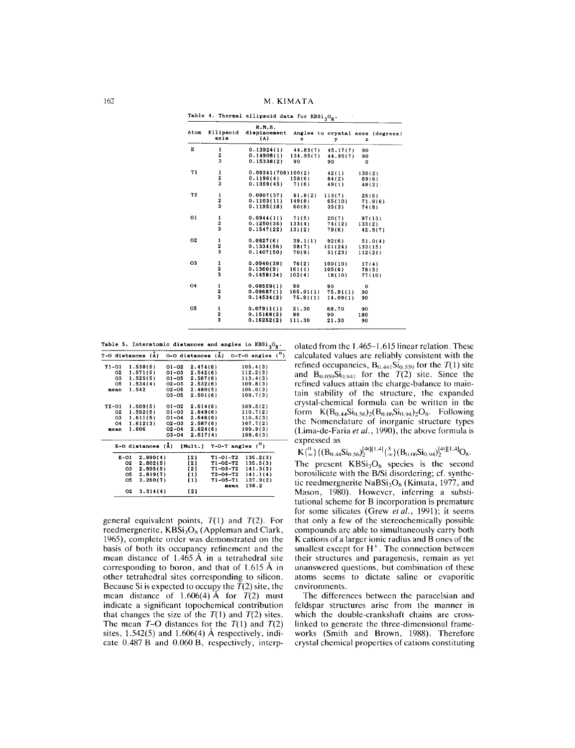Table 4. Thermal ellipsoid data for $KBSi_3O_8$.

| Atom | Ellipsoid axis | R.M.S. displacement (Å) | Angles to crystal axes (degrees) x | y | z |
|---|---|---|---|---|---|
| K | 1 | 0.13924(1) | 44.83(7) | 45.17(7) | 90 |
| | 2 | 0.14908(1) | 134.95(7) | 44.95(7) | 90 |
| | 3 | 0.15338(2) | 90 | 90 | 0 |
| T1 | 1 | 0.09341(708) | 100(2) | 42(1) | 130(2) |
| | 2 | 0.1196(4) | 158(6) | 84(2) | 69(6) |
| | 3 | 0.1359(45) | 71(6) | 49(1) | 48(2) |
| T2 | 1 | 0.0907(37) | 81.8(2) | 113(7) | 25(6) |
| | 2 | 0.1103(11) | 149(8) | 65(10) | 71.8(6) |
| | 3 | 0.1195(18) | 60(8) | 35(3) | 74(8) |
| O1 | 1 | 0.0944(11) | 71(5) | 20(7) | 87(13) |
| | 2 | 0.1250(35) | 133(4) | 74(12) | 133(2) |
| | 3 | 0.1547(22) | 131(2) | 79(6) | 42.8(7) |
| O2 | 1 | 0.0827(6) | 39.1(1) | 92(6) | 51.0(4) |
| | 2 | 0.1334(56) | 58(7) | 121(24) | 133(15) |
| | 3 | 0.1407(50) | 70(9) | 31(23) | 112(21) |
| O3 | 1 | 0.0940(39) | 76(2) | 100(10) | 17(4) |
| | 2 | 0.1360(9) | 161(1) | 105(6) | 78(5) |
| | 3 | 0.1458(34) | 102(4) | 18(10) | 77(10) |
| O4 | 1 | 0.08559(1) | 90 | 90 | 0 |
| | 2 | 0.09687(1) | 165.91(1) | 75.91(1) | 90 |
| | 3 | 0.14534(2) | 75.91(1) | 14.09(1) | 90 |
| O5 | 1 | 0.07911(1) | 21.30 | 68.70 | 90 |
| | 2 | 0.15168(2) | 90 | 90 | 180 |
| | 3 | 0.16252(2) | 111.30 | 21.30 | 90 |

Table 5. Interatomic distances and angles in $KBSi_3O_8$.

| T-O distances (Å) | O-O distances (Å) | O-T-O angles (°) |
|---|---|---|
| T1-O1 1.538(5) | O1-O2 2.474(6) | 105.4(3) |
| O2 1.571(5) | O1-O3 2.542(6) | 112.2(3) |
| O3 1.525(5) | O1-O5 2.567(6) | 113.4(3) |
| O5 1.534(4) | O2-O3 2.532(6) | 109.8(3) |
| mean 1.542 | O2-O5 2.480(5) | 106.0(3) |
| | O3-O5 2.501(6) | 109.7(3) |
| T2-O1 1.609(5) | O1-O2 2.614(6) | 109.5(2) |
| O2 1.592(5) | O1-O3 2.649(6) | 110.7(2) |
| O3 1.611(5) | O1-O4 2.646(6) | 110.5(3) |
| O4 1.612(3) | O2-O3 2.587(6) | 107.7(2) |
| mean 1.606 | O2-O4 2.624(6) | 109.9(3) |
| | O3-O4 2.617(4) | 108.6(3) |

| K-O distances (Å) | [Mult.] | T-O-T angles (°) |
|---|---|---|
| K-O1 2.890(4) | [2] | T1-O1-T2 135.2(3) |
| O2 2.802(5) | [2] | T1-O2-T2 135.5(3) |
| O3 2.805(5) | [2] | T1-O3-T2 141.3(3) |
| O5 2.819(7) | [1] | T2-O4-T2 141.1(4) |
| O5 3.260(7) | [1] | T1-O5-T1 137.9(2) |
| | | mean 138.2 |
| O2 3.314(4) | [2] | |

general equivalent points, $T(1)$ and $T(2)$. For reedmergnerite, $KBSi_3O_8$ (Appleman and Clark, 1965), complete order was demonstrated on the basis of both its occupancy refinement and the mean distance of 1.465 Å in a tetrahedral site corresponding to boron, and that of 1.615 Å in other tetrahedral sites corresponding to silicon. Because Si is expected to occupy the $T(2)$ site, the mean distance of 1.606(4) Å for $T(2)$ must indicate a significant topochemical contribution that changes the size of the $T(1)$ and $T(2)$ sites. The mean $T$–O distances for the $T(1)$ and $T(2)$ sites, 1.542(5) and 1.606(4) Å respectively, indicate 0.487 B and 0.060 B, respectively, interpolated from the 1.465–1.615 linear relation. These calculated values are reliably consistent with the refined occupancies, $B_{0.441}Si_{0.559}$ for the $T(1)$ site and $B_{0.059}Si_{0.941}$ for the $T(2)$ site. Since the refined values attain the charge-balance to maintain stability of the structure, the expanded crystal-chemical formula can be written in the form $K(B_{0.44}Si_{0.56})_2(B_{0.06}Si_{0.94})_2O_8$. Following the Nomenclature of inorganic structure types (Lima-de-Faria *et al.*, 1990), the above formula is expressed as

$$K\{^{0}_{\infty}\}\{(B_{0.44}Si_{0.56})_2^{[4t][1,4]}\{^{3}_{\infty}\}(B_{0.06}Si_{0.94})_2^{[4t][1,4]}O_8.$$

The present $KBSi_3O_8$ species is the second borosilicate with the B/Si disordering; cf. synthetic reedmergnerite $NaBSi_3O_8$ (Kimata, 1977, and Mason, 1980). However, inferring a substitutional scheme for B incorporation is premature for some silicates (Grew *et al.*, 1991); it seems that only a few of the stereochemically possible compounds are able to simultaneously carry both K cations of a larger ionic radius and B ones of the smallest except for $H^+$. The connection between their structures and paragenesis, remain as yet unanswered questions, but combination of these atoms seems to dictate saline or evaporitic environments.

The differences between the paracelsian and feldspar structures arise from the manner in which the double-crankshaft chains are cross-linked to generate the three-dimensional frameworks (Smith and Brown, 1988). Therefore crystal chemical properties of cations constituting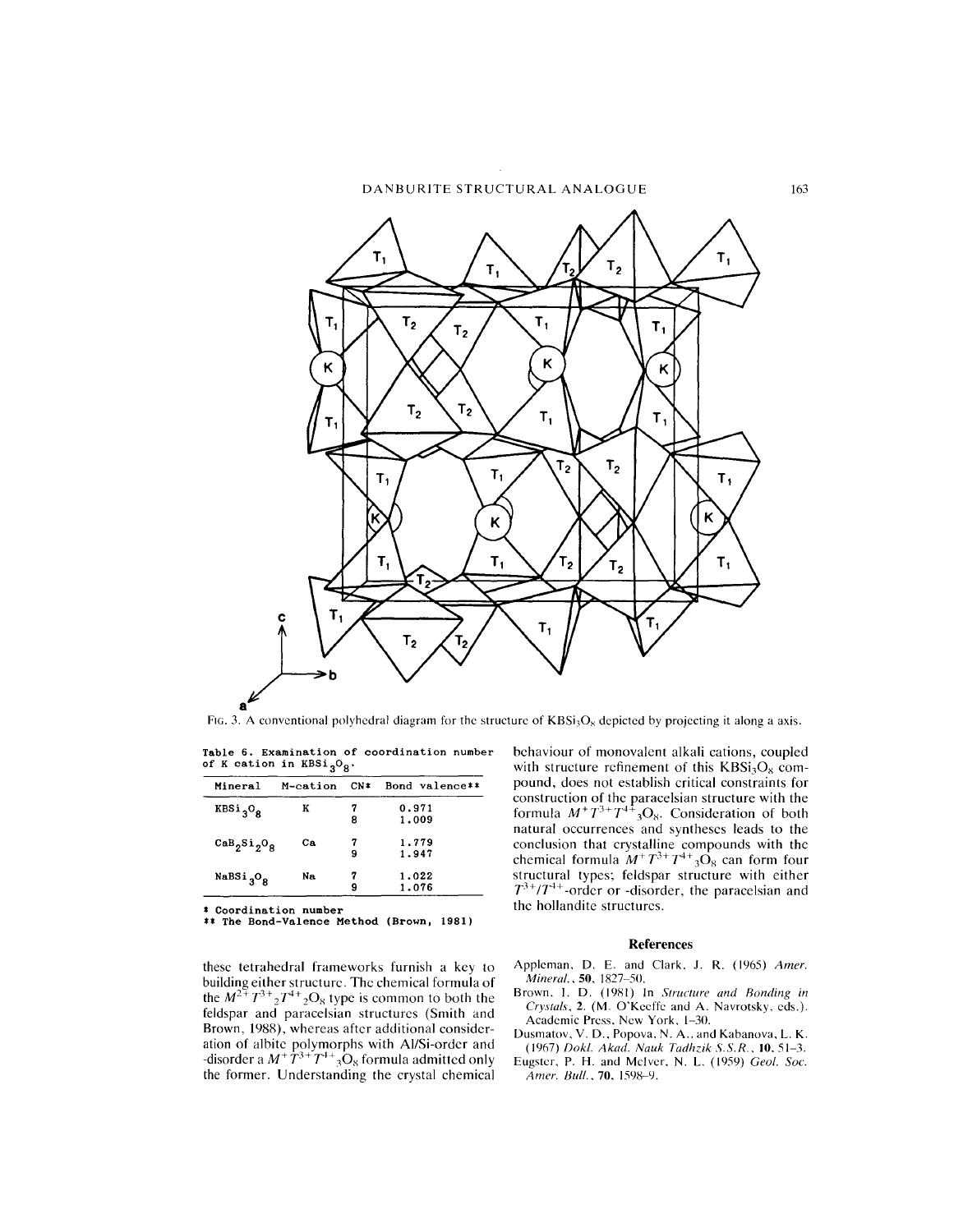FIG. 3. A conventional polyhedral diagram for the structure of $KBSi_3O_8$ depicted by projecting it along a axis.

Table 6. Examination of coordination number of K cation in $KBSi_3O_8$.

| Mineral | M-cation | CN* | Bond valence** |
|---|---|---|---|
| $KBSi_3O_8$ | K | 7 | 0.971 |
| | | 8 | 1.009 |
| $CaB_2Si_2O_8$ | Ca | 7 | 1.779 |
| | | 9 | 1.947 |
| $NaBSi_3O_8$ | Na | 7 | 1.022 |
| | | 9 | 1.076 |

\* Coordination number
\*\* The Bond-Valence Method (Brown, 1981)

these tetrahedral frameworks furnish a key to building either structure. The chemical formula of the $M^{2+}T^{3+}{}_2T^{4+}{}_2O_8$ type is common to both the feldspar and paracelsian structures (Smith and Brown, 1988), whereas after additional consideration of albite polymorphs with Al/Si-order and -disorder a $M^+T^{3+}T^{4+}{}_3O_8$ formula admitted only the former. Understanding the crystal chemical behaviour of monovalent alkali cations, coupled with structure refinement of this $KBSi_3O_8$ compound, does not establish critical constraints for construction of the paracelsian structure with the formula $M^+T^{3+}T^{4+}{}_3O_8$. Consideration of both natural occurrences and syntheses leads to the conclusion that crystalline compounds with the chemical formula $M^+T^{3+}T^{4+}{}_3O_8$ can form four structural types; feldspar structure with either $T^{3+}/T^{4+}$-order or -disorder, the paracelsian and the hollandite structures.

## References

Appleman, D. E. and Clark, J. R. (1965) *Amer. Mineral.*, **50**, 1827–50.

Brown, I. D. (1981) In *Structure and Bonding in Crystals*, **2**. (M. O'Keeffe and A. Navrotsky, eds.). Academic Press, New York, 1–30.

Dusmatov, V. D., Popova, N. A., and Kabanova, L. K. (1967) *Dokl. Akad. Nauk Tadhzik S.S.R.*, **10**, 51–3.

Eugster, P. H. and McIver, N. L. (1959) *Geol. Soc. Amer. Bull.*, **70**, 1598–9.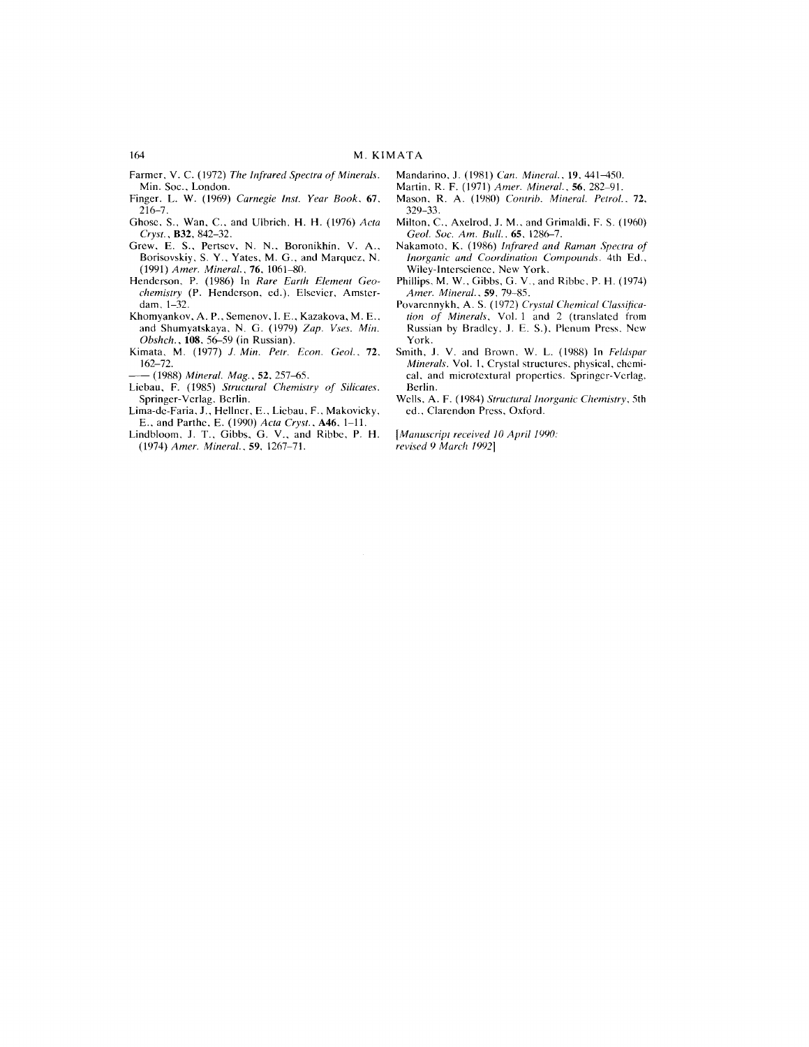Farmer, V. C. (1972) *The Infrared Spectra of Minerals*. Min. Soc., London.

Finger, L. W. (1969) *Carnegie Inst. Year Book*, **67**, 216–7.

Ghose, S., Wan, C., and Ulbrich, H. H. (1976) *Acta Cryst.*, **B32**, 842–32.

Grew, E. S., Pertsev, N. N., Boronikhin, V. A., Borisovskiy, S. Y., Yates, M. G., and Marquez, N. (1991) *Amer. Mineral.*, **76**, 1061–80.

Henderson, P. (1986) In *Rare Earth Element Geochemistry* (P. Henderson, ed.). Elsevier, Amsterdam, 1–32.

Khomyankov, A. P., Semenov, I. E., Kazakova, M. E., and Shumyatskaya, N. G. (1979) *Zap. Vses. Min. Obshch.*, **108**, 56–59 (in Russian).

Kimata, M. (1977) *J. Min. Petr. Econ. Geol.*, **72**, 162–72.

—— (1988) *Mineral. Mag.*, **52**, 257–65.

Liebau, F. (1985) *Structural Chemistry of Silicates*. Springer-Verlag, Berlin.

Lima-de-Faria, J., Hellner, E., Liebau, F., Makovicky, E., and Parthe, E. (1990) *Acta Cryst.*, **A46**, 1–11.

Lindbloom, J. T., Gibbs, G. V., and Ribbe, P. H. (1974) *Amer. Mineral.*, **59**, 1267–71.

Mandarino, J. (1981) *Can. Mineral.*, **19**, 441–450.

Martin, R. F. (1971) *Amer. Mineral.*, **56**, 282–91.

Mason, R. A. (1980) *Contrib. Mineral. Petrol.*, **72**, 329–33.

Milton, C., Axelrod, J. M., and Grimaldi, F. S. (1960) *Geol. Soc. Am. Bull.*, **65**, 1286–7.

Nakamoto, K. (1986) *Infrared and Raman Spectra of Inorganic and Coordination Compounds*. 4th Ed., Wiley-Interscience, New York.

Phillips, M. W., Gibbs, G. V., and Ribbe, P. H. (1974) *Amer. Mineral.*, **59**, 79–85.

Povarennykh, A. S. (1972) *Crystal Chemical Classification of Minerals*, Vol. 1 and 2 (translated from Russian by Bradley, J. E. S.), Plenum Press, New York.

Smith, J. V. and Brown, W. L. (1988) In *Feldspar Minerals*. Vol. 1, Crystal structures, physical, chemical, and microtextural properties. Springer-Verlag, Berlin.

Wells, A. F. (1984) *Structural Inorganic Chemistry*, 5th ed., Clarendon Press, Oxford.

[*Manuscript received 10 April 1990: revised 9 March 1992*]